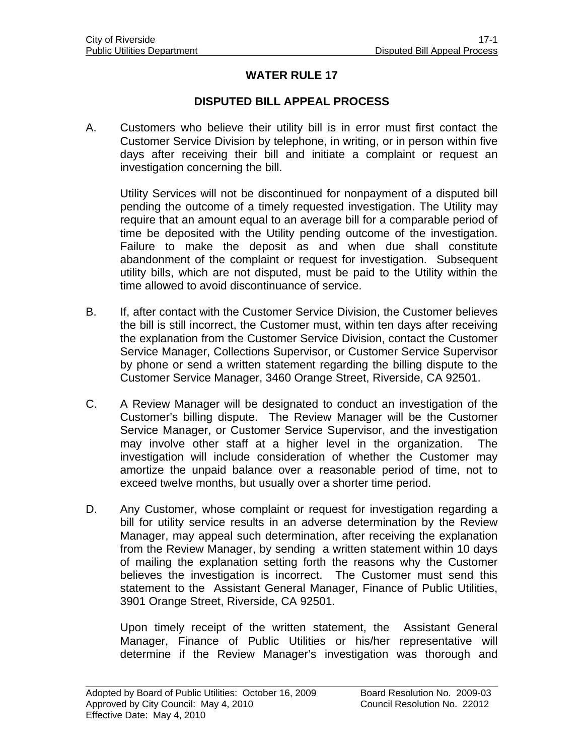# WATER RULE 17

## DISPUTED BILL APPEAL PROCESS

A. Customers who believe their utility bill is in error must first contact the Customer Service Division by telephone, in writing, or in person within five days after receiving their bill and initiate a complaint or request an investigation concerning the bill.

Utility Services will not be discontinued for nonpayment of a disputed bill pending the outcome of a timely requested investigation. The Utility may require that an amount equal to an average bill for a comparable period of time be deposited with the Utility pending outcome of the investigation. Failure to make the deposit as and when due shall constitute abandonment of the complaint or request for investigation. Subsequent utility bills, which are not disputed, must be paid to the Utility within the time allowed to avoid discontinuance of service.

B. If, after contact with the Customer Service Division, the Customer believes the bill is still incorrect, the Customer must, within ten days after receiving the explanation from the Customer Service Division, contact the Customer Service Manager, Collections Supervisor, or Customer Service Supervisor by phone or send a written statement regarding the billing dispute to the Customer Service Manager, 3460 Orange Street, Riverside, CA 92501.

C. A Review Manager will be designated to conduct an investigation of the Customer's billing dispute. The Review Manager will be the Customer Service Manager, or Customer Service Supervisor, and the investigation may involve other staff at a higher level in the organization. The investigation will include consideration of whether the Customer may amortize the unpaid balance over a reasonable period of time, not to exceed twelve months, but usually over a shorter time period.

D. Any Customer, whose complaint or request for investigation regarding a bill for utility service results in an adverse determination by the Review Manager, may appeal such determination, after receiving the explanation from the Review Manager, by sending a written statement within 10 days of mailing the explanation setting forth the reasons why the Customer believes the investigation is incorrect. The Customer must send this statement to the Assistant General Manager, Finance of Public Utilities, 3901 Orange Street, Riverside, CA 92501.

Upon timely receipt of the written statement, the Assistant General Manager, Finance of Public Utilities or his/her representative will determine if the Review Manager's investigation was thorough and

Adopted by Board of Public Utilities: October 16, 2009 — Board Resolution No. 2009-03
Approved by City Council: May 4, 2010 — Council Resolution No. 22012
Effective Date: May 4, 2010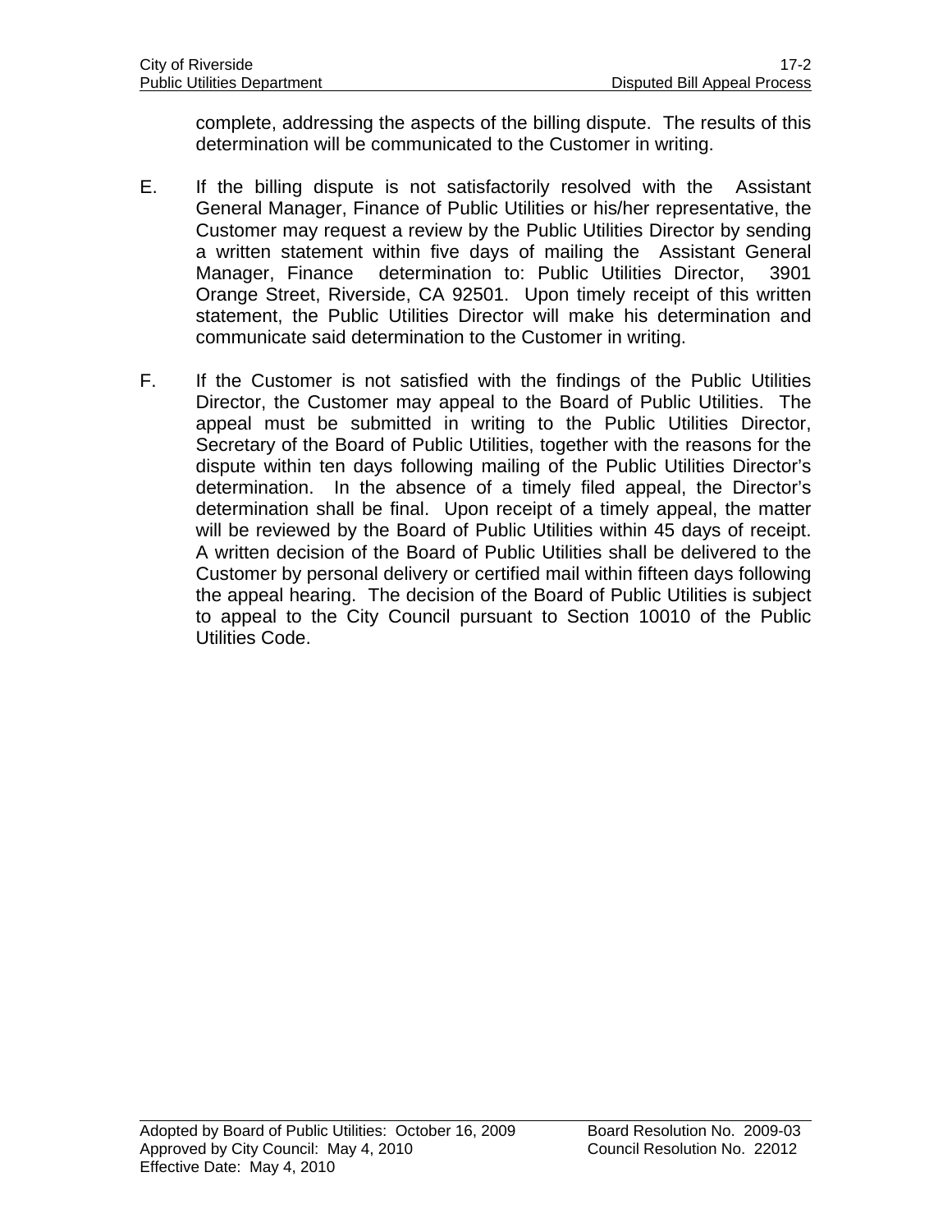complete, addressing the aspects of the billing dispute. The results of this determination will be communicated to the Customer in writing.

E. If the billing dispute is not satisfactorily resolved with the Assistant General Manager, Finance of Public Utilities or his/her representative, the Customer may request a review by the Public Utilities Director by sending a written statement within five days of mailing the Assistant General Manager, Finance determination to: Public Utilities Director, 3901 Orange Street, Riverside, CA 92501. Upon timely receipt of this written statement, the Public Utilities Director will make his determination and communicate said determination to the Customer in writing.

F. If the Customer is not satisfied with the findings of the Public Utilities Director, the Customer may appeal to the Board of Public Utilities. The appeal must be submitted in writing to the Public Utilities Director, Secretary of the Board of Public Utilities, together with the reasons for the dispute within ten days following mailing of the Public Utilities Director's determination. In the absence of a timely filed appeal, the Director's determination shall be final. Upon receipt of a timely appeal, the matter will be reviewed by the Board of Public Utilities within 45 days of receipt. A written decision of the Board of Public Utilities shall be delivered to the Customer by personal delivery or certified mail within fifteen days following the appeal hearing. The decision of the Board of Public Utilities is subject to appeal to the City Council pursuant to Section 10010 of the Public Utilities Code.

Adopted by Board of Public Utilities: October 16, 2009 — Board Resolution No. 2009-03
Approved by City Council: May 4, 2010 — Council Resolution No. 22012
Effective Date: May 4, 2010